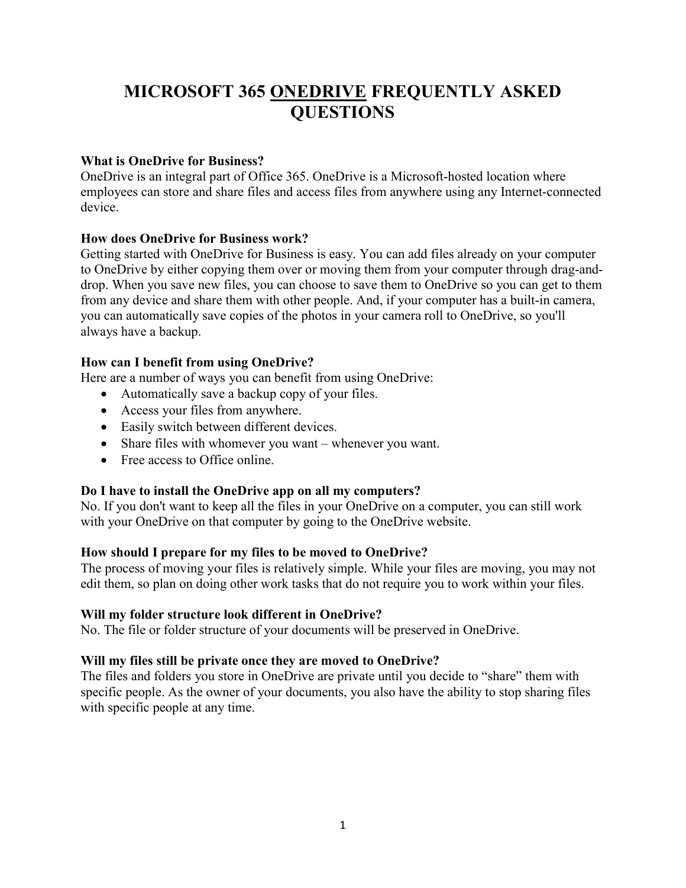# MICROSOFT 365 ONEDRIVE FREQUENTLY ASKED QUESTIONS

**What is OneDrive for Business?**

OneDrive is an integral part of Office 365. OneDrive is a Microsoft-hosted location where employees can store and share files and access files from anywhere using any Internet-connected device.

**How does OneDrive for Business work?**

Getting started with OneDrive for Business is easy. You can add files already on your computer to OneDrive by either copying them over or moving them from your computer through drag-and-drop. When you save new files, you can choose to save them to OneDrive so you can get to them from any device and share them with other people. And, if your computer has a built-in camera, you can automatically save copies of the photos in your camera roll to OneDrive, so you'll always have a backup.

**How can I benefit from using OneDrive?**

Here are a number of ways you can benefit from using OneDrive:

- Automatically save a backup copy of your files.
- Access your files from anywhere.
- Easily switch between different devices.
- Share files with whomever you want – whenever you want.
- Free access to Office online.

**Do I have to install the OneDrive app on all my computers?**

No. If you don't want to keep all the files in your OneDrive on a computer, you can still work with your OneDrive on that computer by going to the OneDrive website.

**How should I prepare for my files to be moved to OneDrive?**

The process of moving your files is relatively simple. While your files are moving, you may not edit them, so plan on doing other work tasks that do not require you to work within your files.

**Will my folder structure look different in OneDrive?**

No. The file or folder structure of your documents will be preserved in OneDrive.

**Will my files still be private once they are moved to OneDrive?**

The files and folders you store in OneDrive are private until you decide to "share" them with specific people. As the owner of your documents, you also have the ability to stop sharing files with specific people at any time.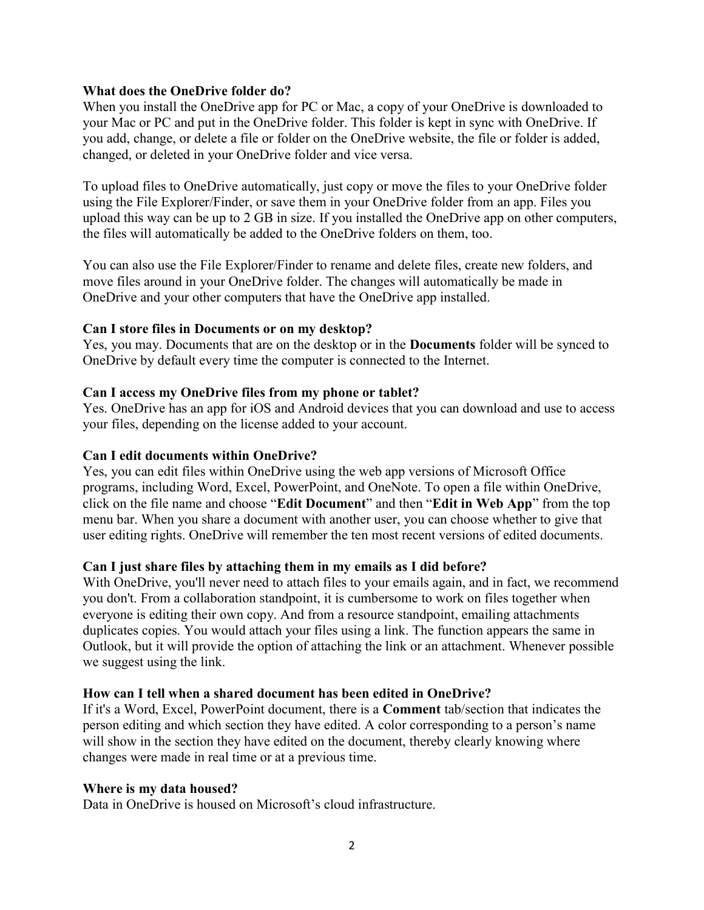**What does the OneDrive folder do?**
When you install the OneDrive app for PC or Mac, a copy of your OneDrive is downloaded to your Mac or PC and put in the OneDrive folder. This folder is kept in sync with OneDrive. If you add, change, or delete a file or folder on the OneDrive website, the file or folder is added, changed, or deleted in your OneDrive folder and vice versa.

To upload files to OneDrive automatically, just copy or move the files to your OneDrive folder using the File Explorer/Finder, or save them in your OneDrive folder from an app. Files you upload this way can be up to 2 GB in size. If you installed the OneDrive app on other computers, the files will automatically be added to the OneDrive folders on them, too.

You can also use the File Explorer/Finder to rename and delete files, create new folders, and move files around in your OneDrive folder. The changes will automatically be made in OneDrive and your other computers that have the OneDrive app installed.

**Can I store files in Documents or on my desktop?**
Yes, you may. Documents that are on the desktop or in the **Documents** folder will be synced to OneDrive by default every time the computer is connected to the Internet.

**Can I access my OneDrive files from my phone or tablet?**
Yes. OneDrive has an app for iOS and Android devices that you can download and use to access your files, depending on the license added to your account.

**Can I edit documents within OneDrive?**
Yes, you can edit files within OneDrive using the web app versions of Microsoft Office programs, including Word, Excel, PowerPoint, and OneNote. To open a file within OneDrive, click on the file name and choose "**Edit Document**" and then "**Edit in Web App**" from the top menu bar. When you share a document with another user, you can choose whether to give that user editing rights. OneDrive will remember the ten most recent versions of edited documents.

**Can I just share files by attaching them in my emails as I did before?**
With OneDrive, you'll never need to attach files to your emails again, and in fact, we recommend you don't. From a collaboration standpoint, it is cumbersome to work on files together when everyone is editing their own copy. And from a resource standpoint, emailing attachments duplicates copies. You would attach your files using a link. The function appears the same in Outlook, but it will provide the option of attaching the link or an attachment. Whenever possible we suggest using the link.

**How can I tell when a shared document has been edited in OneDrive?**
If it's a Word, Excel, PowerPoint document, there is a **Comment** tab/section that indicates the person editing and which section they have edited. A color corresponding to a person's name will show in the section they have edited on the document, thereby clearly knowing where changes were made in real time or at a previous time.

**Where is my data housed?**
Data in OneDrive is housed on Microsoft's cloud infrastructure.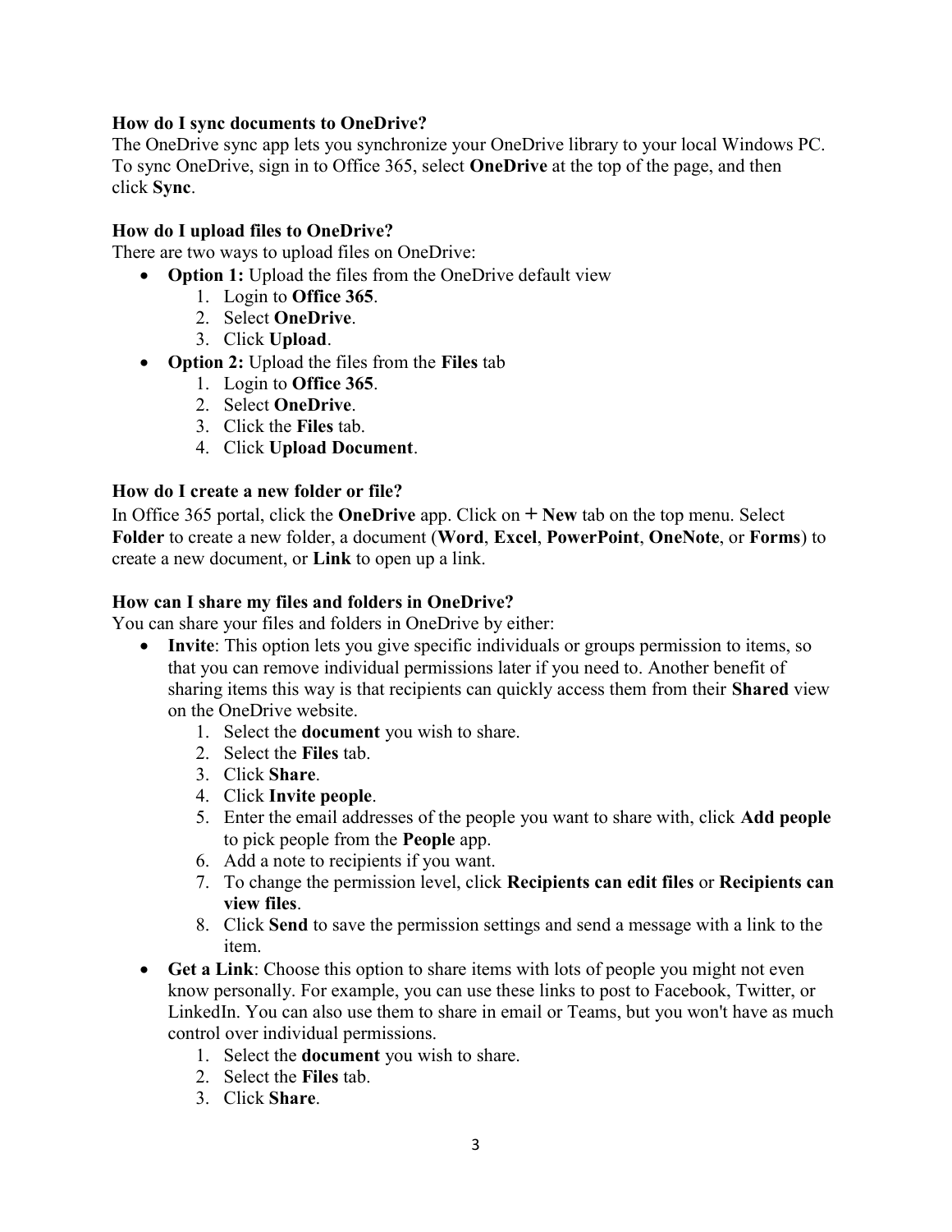**How do I sync documents to OneDrive?**
The OneDrive sync app lets you synchronize your OneDrive library to your local Windows PC. To sync OneDrive, sign in to Office 365, select **OneDrive** at the top of the page, and then click **Sync**.

**How do I upload files to OneDrive?**
There are two ways to upload files on OneDrive:

- **Option 1:** Upload the files from the OneDrive default view
    1. Login to **Office 365**.
    2. Select **OneDrive**.
    3. Click **Upload**.
- **Option 2:** Upload the files from the **Files** tab
    1. Login to **Office 365**.
    2. Select **OneDrive**.
    3. Click the **Files** tab.
    4. Click **Upload Document**.

**How do I create a new folder or file?**
In Office 365 portal, click the **OneDrive** app. Click on **+ New** tab on the top menu. Select **Folder** to create a new folder, a document (**Word**, **Excel**, **PowerPoint**, **OneNote**, or **Forms**) to create a new document, or **Link** to open up a link.

**How can I share my files and folders in OneDrive?**
You can share your files and folders in OneDrive by either:

- **Invite**: This option lets you give specific individuals or groups permission to items, so that you can remove individual permissions later if you need to. Another benefit of sharing items this way is that recipients can quickly access them from their **Shared** view on the OneDrive website.
    1. Select the **document** you wish to share.
    2. Select the **Files** tab.
    3. Click **Share**.
    4. Click **Invite people**.
    5. Enter the email addresses of the people you want to share with, click **Add people** to pick people from the **People** app.
    6. Add a note to recipients if you want.
    7. To change the permission level, click **Recipients can edit files** or **Recipients can view files**.
    8. Click **Send** to save the permission settings and send a message with a link to the item.
- **Get a Link**: Choose this option to share items with lots of people you might not even know personally. For example, you can use these links to post to Facebook, Twitter, or LinkedIn. You can also use them to share in email or Teams, but you won't have as much control over individual permissions.
    1. Select the **document** you wish to share.
    2. Select the **Files** tab.
    3. Click **Share**.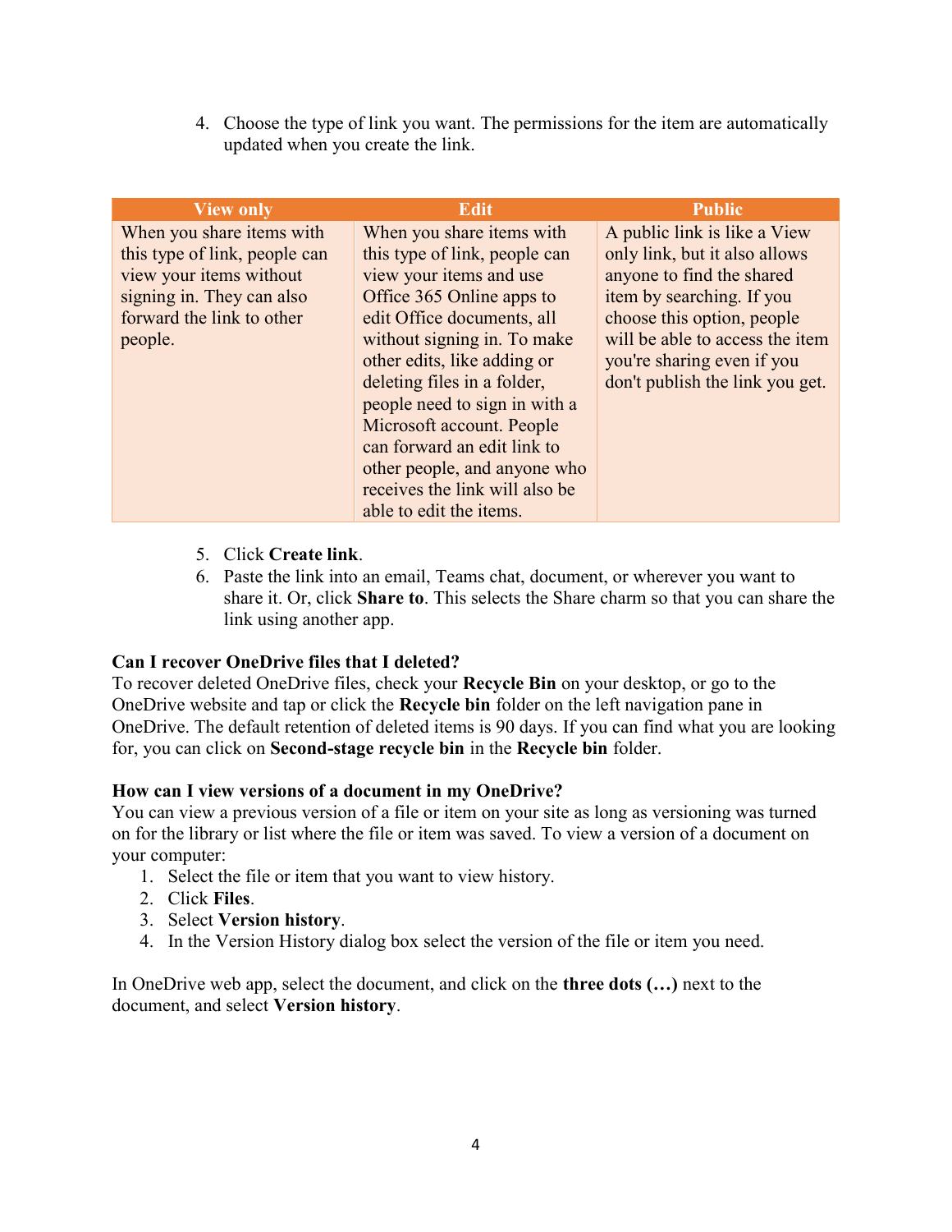4. Choose the type of link you want. The permissions for the item are automatically updated when you create the link.

| View only | Edit | Public |
| --- | --- | --- |
| When you share items with this type of link, people can view your items without signing in. They can also forward the link to other people. | When you share items with this type of link, people can view your items and use Office 365 Online apps to edit Office documents, all without signing in. To make other edits, like adding or deleting files in a folder, people need to sign in with a Microsoft account. People can forward an edit link to other people, and anyone who receives the link will also be able to edit the items. | A public link is like a View only link, but it also allows anyone to find the shared item by searching. If you choose this option, people will be able to access the item you're sharing even if you don't publish the link you get. |

5. Click **Create link**.
6. Paste the link into an email, Teams chat, document, or wherever you want to share it. Or, click **Share to**. This selects the Share charm so that you can share the link using another app.

**Can I recover OneDrive files that I deleted?**

To recover deleted OneDrive files, check your **Recycle Bin** on your desktop, or go to the OneDrive website and tap or click the **Recycle bin** folder on the left navigation pane in OneDrive. The default retention of deleted items is 90 days. If you can find what you are looking for, you can click on **Second-stage recycle bin** in the **Recycle bin** folder.

**How can I view versions of a document in my OneDrive?**

You can view a previous version of a file or item on your site as long as versioning was turned on for the library or list where the file or item was saved. To view a version of a document on your computer:

1. Select the file or item that you want to view history.
2. Click **Files**.
3. Select **Version history**.
4. In the Version History dialog box select the version of the file or item you need.

In OneDrive web app, select the document, and click on the **three dots (…)** next to the document, and select **Version history**.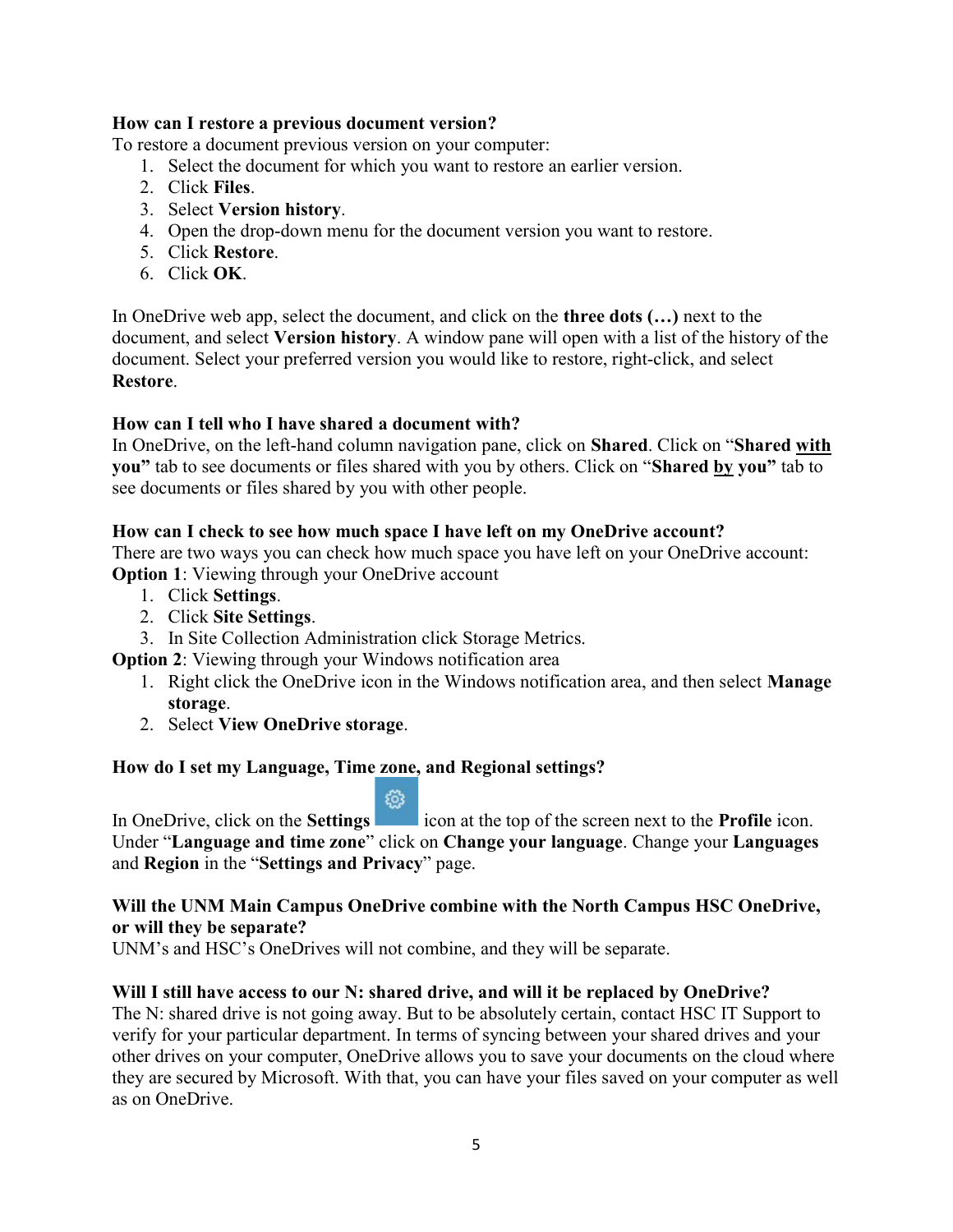**How can I restore a previous document version?**

To restore a document previous version on your computer:

1. Select the document for which you want to restore an earlier version.
2. Click **Files**.
3. Select **Version history**.
4. Open the drop-down menu for the document version you want to restore.
5. Click **Restore**.
6. Click **OK**.

In OneDrive web app, select the document, and click on the **three dots (…)** next to the document, and select **Version history**. A window pane will open with a list of the history of the document. Select your preferred version you would like to restore, right-click, and select **Restore**.

**How can I tell who I have shared a document with?**

In OneDrive, on the left-hand column navigation pane, click on **Shared**. Click on "**Shared <u>with</u> you"** tab to see documents or files shared with you by others. Click on "**Shared <u>by</u> you"** tab to see documents or files shared by you with other people.

**How can I check to see how much space I have left on my OneDrive account?**

There are two ways you can check how much space you have left on your OneDrive account:

**Option 1**: Viewing through your OneDrive account

1. Click **Settings**.
2. Click **Site Settings**.
3. In Site Collection Administration click Storage Metrics.

**Option 2**: Viewing through your Windows notification area

1. Right click the OneDrive icon in the Windows notification area, and then select **Manage storage**.
2. Select **View OneDrive storage**.

**How do I set my Language, Time zone, and Regional settings?**

In OneDrive, click on the **Settings** icon at the top of the screen next to the **Profile** icon. Under "**Language and time zone**" click on **Change your language**. Change your **Languages** and **Region** in the "**Settings and Privacy**" page.

**Will the UNM Main Campus OneDrive combine with the North Campus HSC OneDrive, or will they be separate?**

UNM's and HSC's OneDrives will not combine, and they will be separate.

**Will I still have access to our N: shared drive, and will it be replaced by OneDrive?**

The N: shared drive is not going away. But to be absolutely certain, contact HSC IT Support to verify for your particular department. In terms of syncing between your shared drives and your other drives on your computer, OneDrive allows you to save your documents on the cloud where they are secured by Microsoft. With that, you can have your files saved on your computer as well as on OneDrive.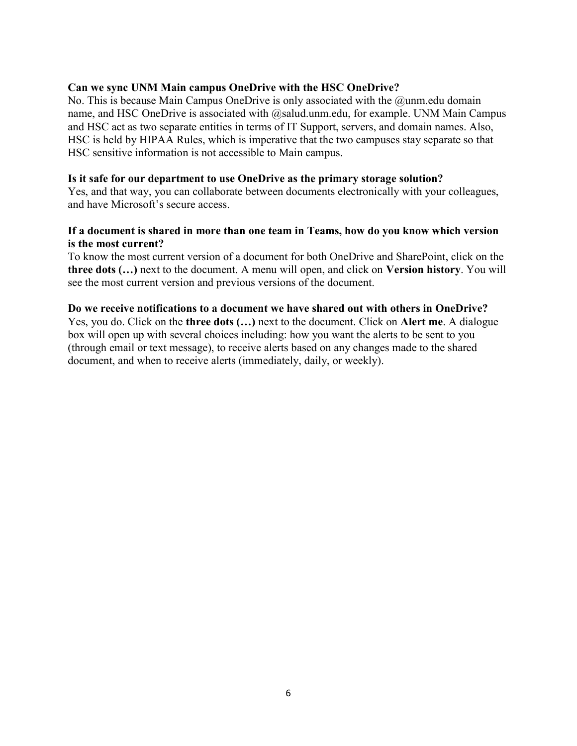**Can we sync UNM Main campus OneDrive with the HSC OneDrive?**

No. This is because Main Campus OneDrive is only associated with the @unm.edu domain name, and HSC OneDrive is associated with @salud.unm.edu, for example. UNM Main Campus and HSC act as two separate entities in terms of IT Support, servers, and domain names. Also, HSC is held by HIPAA Rules, which is imperative that the two campuses stay separate so that HSC sensitive information is not accessible to Main campus.

**Is it safe for our department to use OneDrive as the primary storage solution?**

Yes, and that way, you can collaborate between documents electronically with your colleagues, and have Microsoft's secure access.

**If a document is shared in more than one team in Teams, how do you know which version is the most current?**

To know the most current version of a document for both OneDrive and SharePoint, click on the **three dots (…)** next to the document. A menu will open, and click on **Version history**. You will see the most current version and previous versions of the document.

**Do we receive notifications to a document we have shared out with others in OneDrive?**

Yes, you do. Click on the **three dots (…)** next to the document. Click on **Alert me**. A dialogue box will open up with several choices including: how you want the alerts to be sent to you (through email or text message), to receive alerts based on any changes made to the shared document, and when to receive alerts (immediately, daily, or weekly).